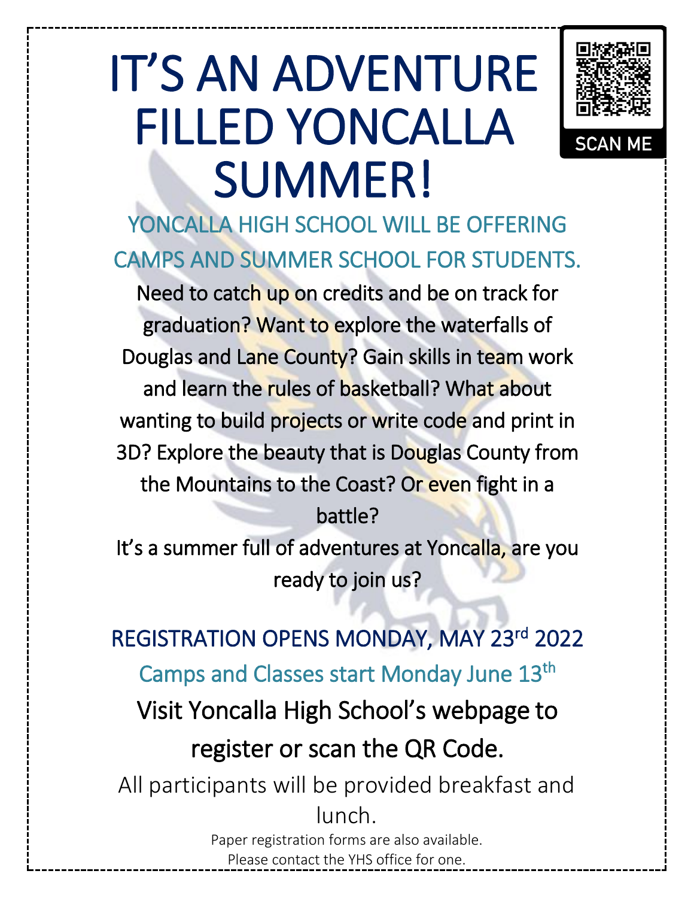# IT'S AN ADVENTURE FILLED YONCALLA SUMMER!

SCAN ME

## YONCALLA HIGH SCHOOL WILL BE OFFERING CAMPS AND SUMMER SCHOOL FOR STUDENTS.

Need to catch up on credits and be on track for graduation? Want to explore the waterfalls of Douglas and Lane County? Gain skills in team work and learn the rules of basketball? What about wanting to build projects or write code and print in 3D? Explore the beauty that is Douglas County from the Mountains to the Coast? Or even fight in a battle?

It's a summer full of adventures at Yoncalla, are you ready to join us?

## REGISTRATION OPENS MONDAY, MAY 23rd 2022

### Camps and Classes start Monday June 13th

Visit Yoncalla High School's webpage to register or scan the QR Code.

All participants will be provided breakfast and lunch.

Paper registration forms are also available.
Please contact the YHS office for one.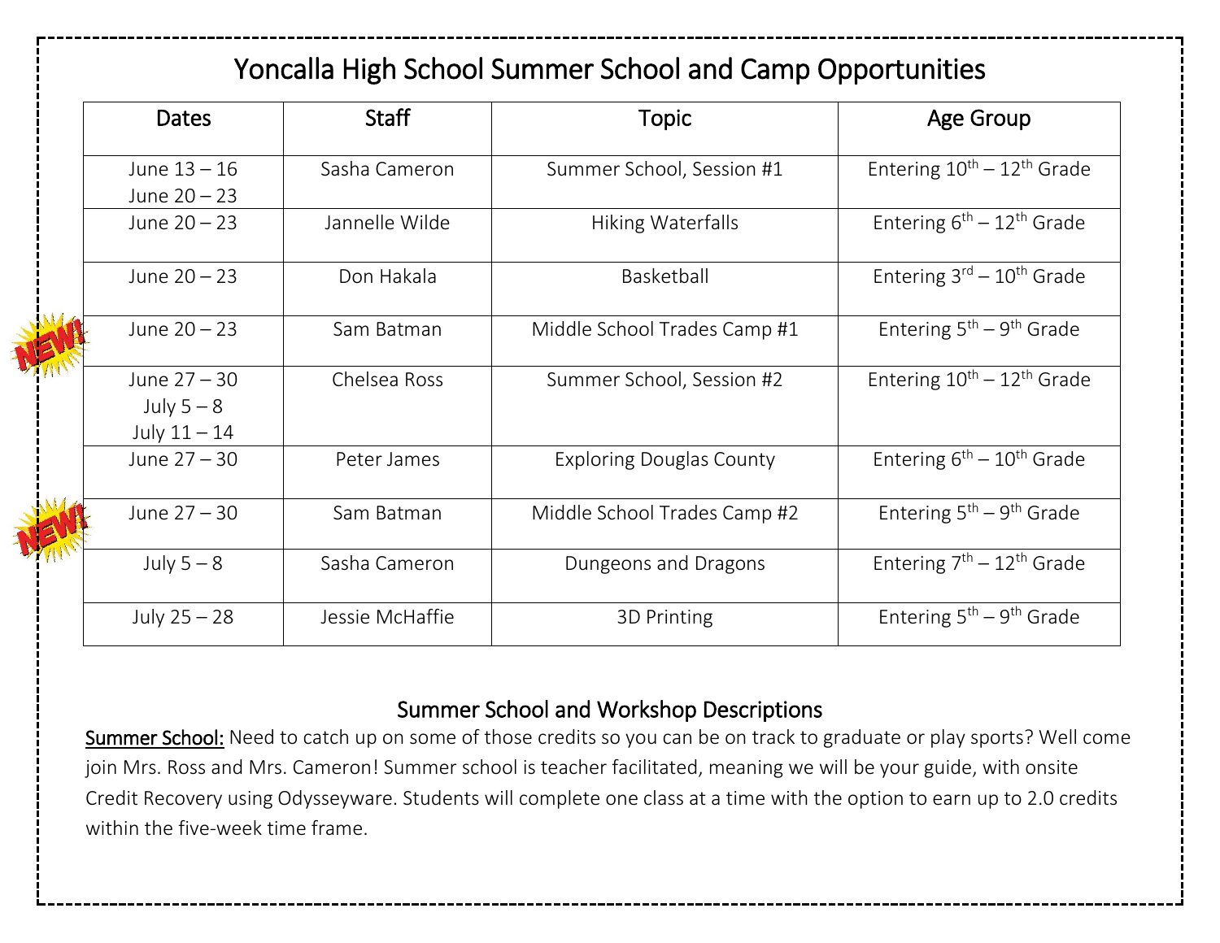# Yoncalla High School Summer School and Camp Opportunities

| Dates | Staff | Topic | Age Group |
|---|---|---|---|
| June 13 – 16<br>June 20 – 23 | Sasha Cameron | Summer School, Session #1 | Entering 10th – 12th Grade |
| June 20 – 23 | Jannelle Wilde | Hiking Waterfalls | Entering 6th – 12th Grade |
| June 20 – 23 | Don Hakala | Basketball | Entering 3rd – 10th Grade |
| June 20 – 23 | Sam Batman | Middle School Trades Camp #1 | Entering 5th – 9th Grade |
| June 27 – 30<br>July 5 – 8<br>July 11 – 14 | Chelsea Ross | Summer School, Session #2 | Entering 10th – 12th Grade |
| June 27 – 30 | Peter James | Exploring Douglas County | Entering 6th – 10th Grade |
| June 27 – 30 | Sam Batman | Middle School Trades Camp #2 | Entering 5th – 9th Grade |
| July 5 – 8 | Sasha Cameron | Dungeons and Dragons | Entering 7th – 12th Grade |
| July 25 – 28 | Jessie McHaffie | 3D Printing | Entering 5th – 9th Grade |

## Summer School and Workshop Descriptions

**Summer School:** Need to catch up on some of those credits so you can be on track to graduate or play sports? Well come join Mrs. Ross and Mrs. Cameron! Summer school is teacher facilitated, meaning we will be your guide, with onsite Credit Recovery using Odysseyware. Students will complete one class at a time with the option to earn up to 2.0 credits within the five-week time frame.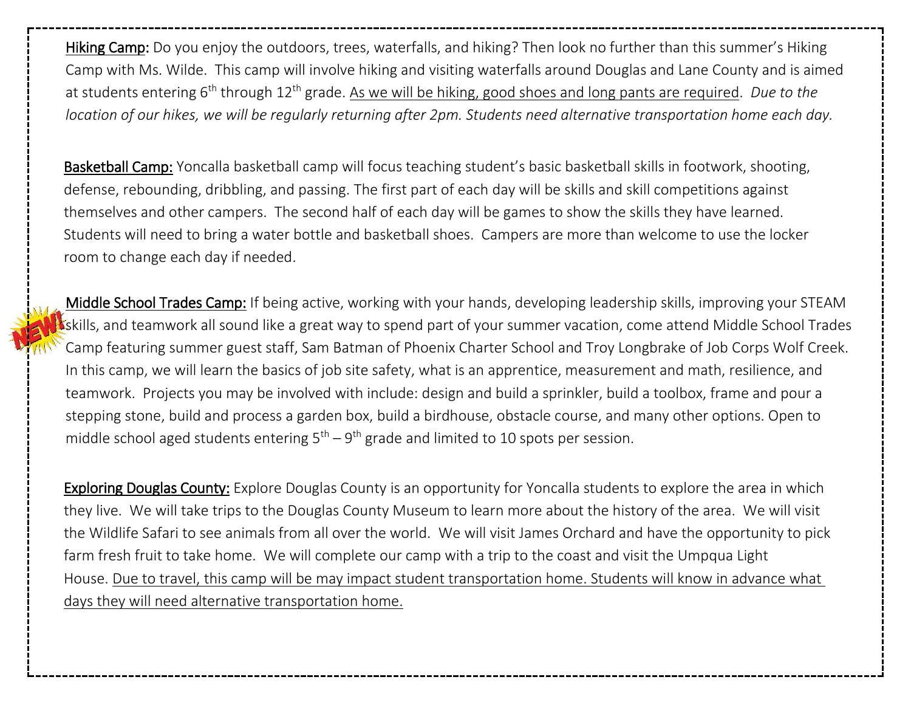<u>Hiking Camp</u>: Do you enjoy the outdoors, trees, waterfalls, and hiking? Then look no further than this summer's Hiking Camp with Ms. Wilde. This camp will involve hiking and visiting waterfalls around Douglas and Lane County and is aimed at students entering 6th through 12th grade. <u>As we will be hiking, good shoes and long pants are required</u>. *Due to the location of our hikes, we will be regularly returning after 2pm. Students need alternative transportation home each day.*

<u>Basketball Camp:</u> Yoncalla basketball camp will focus teaching student's basic basketball skills in footwork, shooting, defense, rebounding, dribbling, and passing. The first part of each day will be skills and skill competitions against themselves and other campers. The second half of each day will be games to show the skills they have learned. Students will need to bring a water bottle and basketball shoes. Campers are more than welcome to use the locker room to change each day if needed.

NEW! <u>Middle School Trades Camp:</u> If being active, working with your hands, developing leadership skills, improving your STEAM skills, and teamwork all sound like a great way to spend part of your summer vacation, come attend Middle School Trades Camp featuring summer guest staff, Sam Batman of Phoenix Charter School and Troy Longbrake of Job Corps Wolf Creek. In this camp, we will learn the basics of job site safety, what is an apprentice, measurement and math, resilience, and teamwork. Projects you may be involved with include: design and build a sprinkler, build a toolbox, frame and pour a stepping stone, build and process a garden box, build a birdhouse, obstacle course, and many other options. Open to middle school aged students entering 5th – 9th grade and limited to 10 spots per session.

<u>Exploring Douglas County:</u> Explore Douglas County is an opportunity for Yoncalla students to explore the area in which they live. We will take trips to the Douglas County Museum to learn more about the history of the area. We will visit the Wildlife Safari to see animals from all over the world. We will visit James Orchard and have the opportunity to pick farm fresh fruit to take home. We will complete our camp with a trip to the coast and visit the Umpqua Light House. <u>Due to travel, this camp will be may impact student transportation home. Students will know in advance what days they will need alternative transportation home.</u>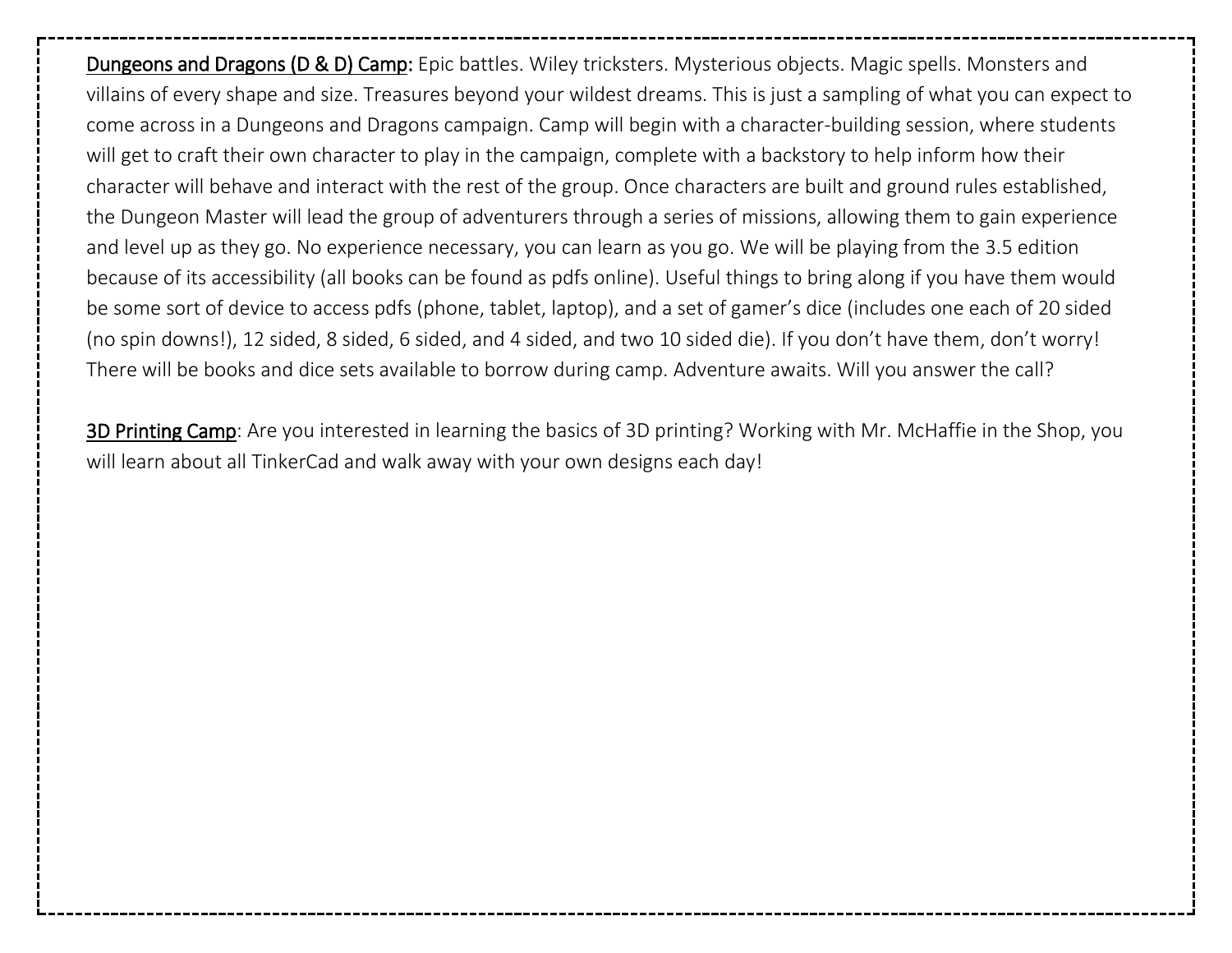<u>Dungeons and Dragons (D & D) Camp</u>: Epic battles. Wiley tricksters. Mysterious objects. Magic spells. Monsters and villains of every shape and size. Treasures beyond your wildest dreams. This is just a sampling of what you can expect to come across in a Dungeons and Dragons campaign. Camp will begin with a character-building session, where students will get to craft their own character to play in the campaign, complete with a backstory to help inform how their character will behave and interact with the rest of the group. Once characters are built and ground rules established, the Dungeon Master will lead the group of adventurers through a series of missions, allowing them to gain experience and level up as they go. No experience necessary, you can learn as you go. We will be playing from the 3.5 edition because of its accessibility (all books can be found as pdfs online). Useful things to bring along if you have them would be some sort of device to access pdfs (phone, tablet, laptop), and a set of gamer's dice (includes one each of 20 sided (no spin downs!), 12 sided, 8 sided, 6 sided, and 4 sided, and two 10 sided die). If you don't have them, don't worry! There will be books and dice sets available to borrow during camp. Adventure awaits. Will you answer the call?

<u>3D Printing Camp</u>: Are you interested in learning the basics of 3D printing? Working with Mr. McHaffie in the Shop, you will learn about all TinkerCad and walk away with your own designs each day!